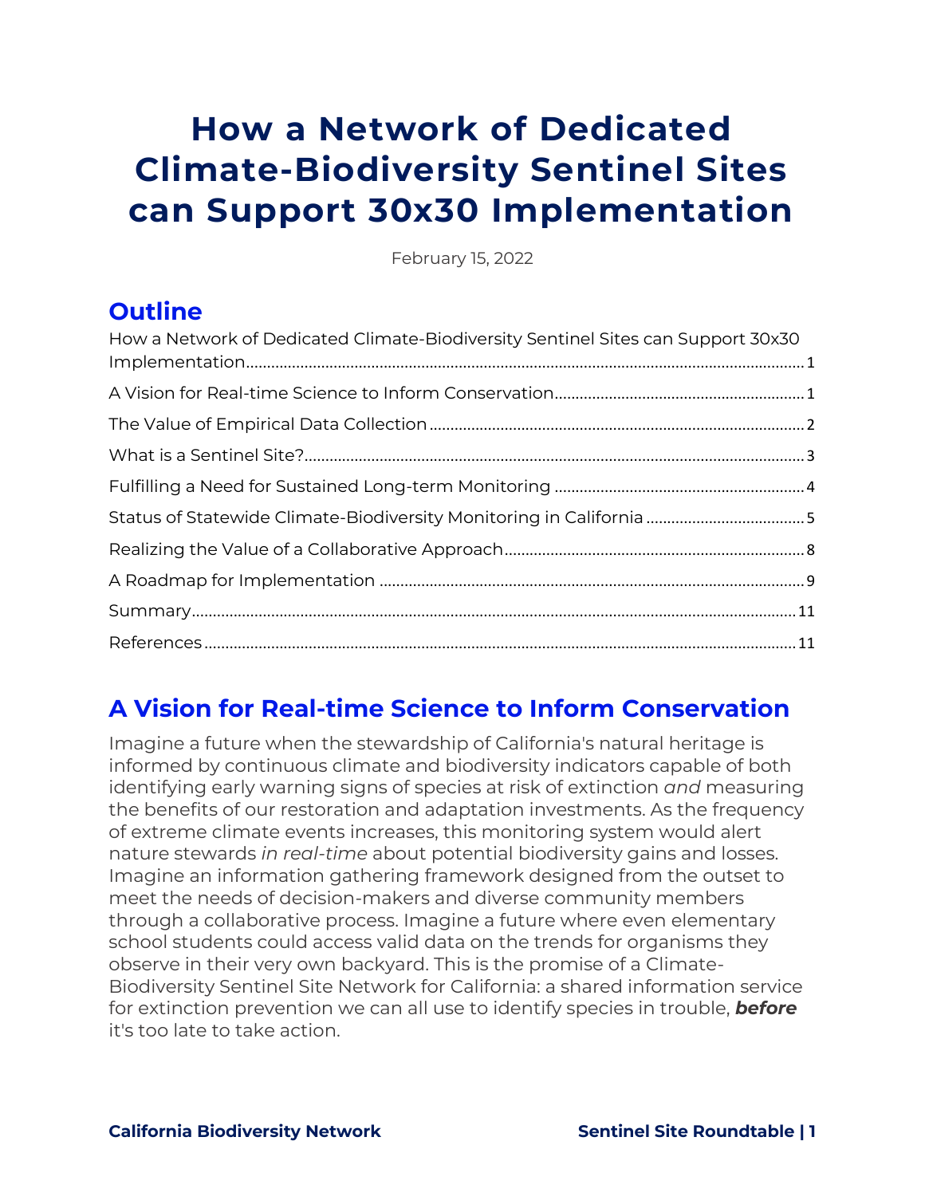# How a Network of Dedicated Climate-Biodiversity Sentinel Sites can Support 30x30 Implementation

February 15, 2022

## Outline

How a Network of Dedicated Climate-Biodiversity Sentinel Sites can Support 30x30 Implementation ........ 1

A Vision for Real-time Science to Inform Conservation ........ 1

The Value of Empirical Data Collection ........ 2

What is a Sentinel Site? ........ 3

Fulfilling a Need for Sustained Long-term Monitoring ........ 4

Status of Statewide Climate-Biodiversity Monitoring in California ........ 5

Realizing the Value of a Collaborative Approach ........ 8

A Roadmap for Implementation ........ 9

Summary ........ 11

References ........ 11

## A Vision for Real-time Science to Inform Conservation

Imagine a future when the stewardship of California's natural heritage is informed by continuous climate and biodiversity indicators capable of both identifying early warning signs of species at risk of extinction *and* measuring the benefits of our restoration and adaptation investments. As the frequency of extreme climate events increases, this monitoring system would alert nature stewards *in real-time* about potential biodiversity gains and losses. Imagine an information gathering framework designed from the outset to meet the needs of decision-makers and diverse community members through a collaborative process. Imagine a future where even elementary school students could access valid data on the trends for organisms they observe in their very own backyard. This is the promise of a Climate-Biodiversity Sentinel Site Network for California: a shared information service for extinction prevention we can all use to identify species in trouble, ***before*** it's too late to take action.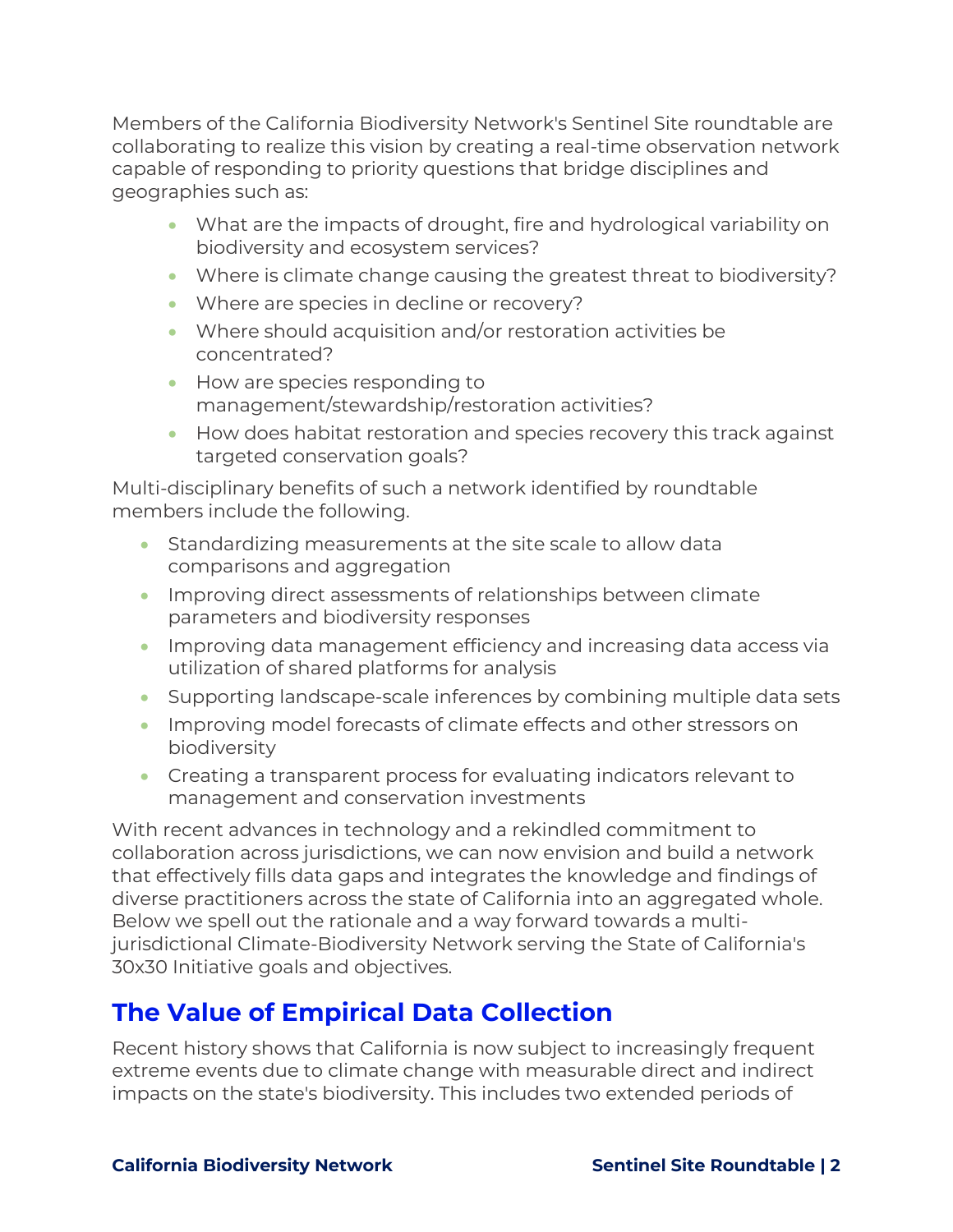Members of the California Biodiversity Network's Sentinel Site roundtable are collaborating to realize this vision by creating a real-time observation network capable of responding to priority questions that bridge disciplines and geographies such as:

- What are the impacts of drought, fire and hydrological variability on biodiversity and ecosystem services?
- Where is climate change causing the greatest threat to biodiversity?
- Where are species in decline or recovery?
- Where should acquisition and/or restoration activities be concentrated?
- How are species responding to management/stewardship/restoration activities?
- How does habitat restoration and species recovery this track against targeted conservation goals?

Multi-disciplinary benefits of such a network identified by roundtable members include the following.

- Standardizing measurements at the site scale to allow data comparisons and aggregation
- Improving direct assessments of relationships between climate parameters and biodiversity responses
- Improving data management efficiency and increasing data access via utilization of shared platforms for analysis
- Supporting landscape-scale inferences by combining multiple data sets
- Improving model forecasts of climate effects and other stressors on biodiversity
- Creating a transparent process for evaluating indicators relevant to management and conservation investments

With recent advances in technology and a rekindled commitment to collaboration across jurisdictions, we can now envision and build a network that effectively fills data gaps and integrates the knowledge and findings of diverse practitioners across the state of California into an aggregated whole. Below we spell out the rationale and a way forward towards a multi-jurisdictional Climate-Biodiversity Network serving the State of California's 30x30 Initiative goals and objectives.

## The Value of Empirical Data Collection

Recent history shows that California is now subject to increasingly frequent extreme events due to climate change with measurable direct and indirect impacts on the state's biodiversity. This includes two extended periods of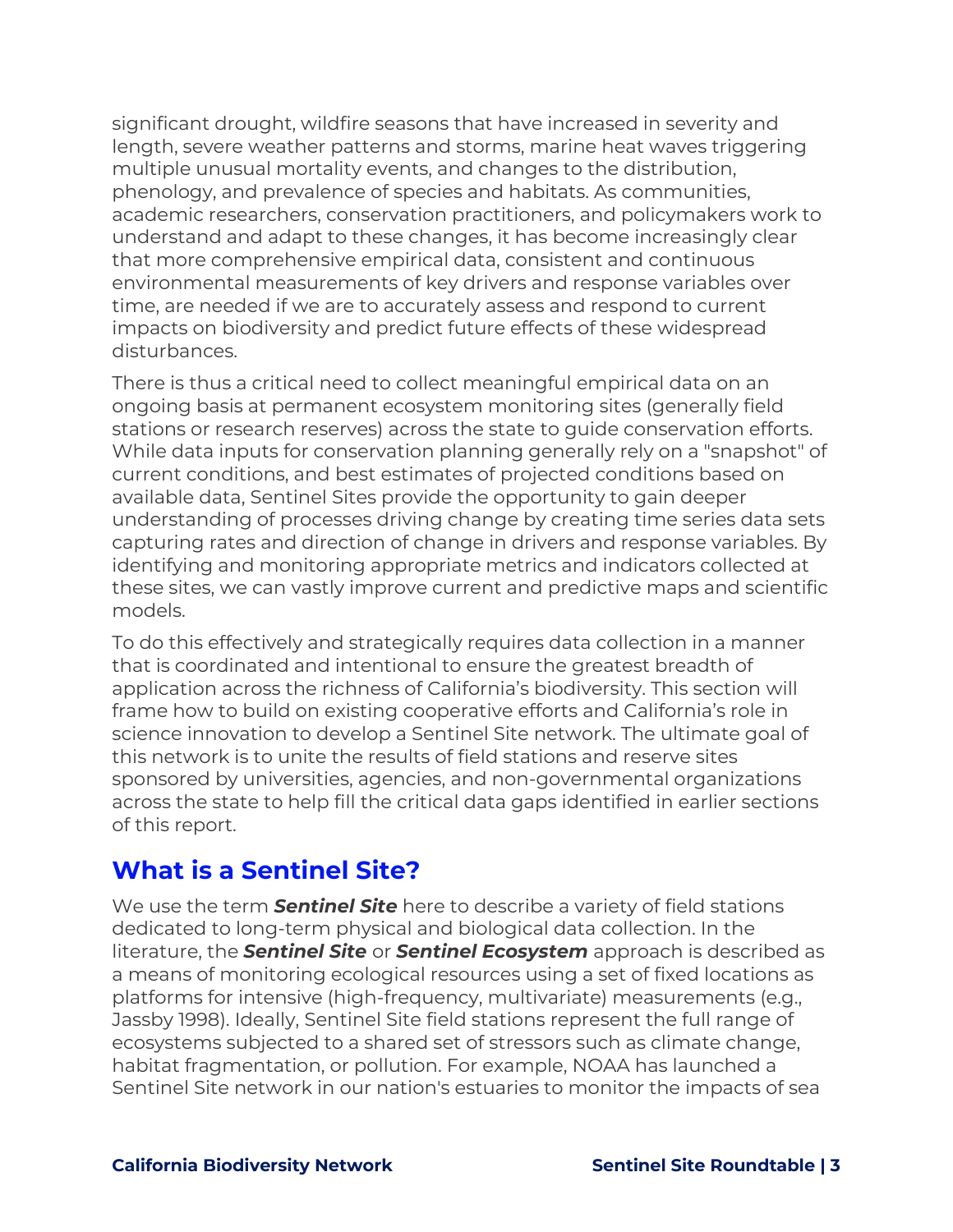significant drought, wildfire seasons that have increased in severity and length, severe weather patterns and storms, marine heat waves triggering multiple unusual mortality events, and changes to the distribution, phenology, and prevalence of species and habitats. As communities, academic researchers, conservation practitioners, and policymakers work to understand and adapt to these changes, it has become increasingly clear that more comprehensive empirical data, consistent and continuous environmental measurements of key drivers and response variables over time, are needed if we are to accurately assess and respond to current impacts on biodiversity and predict future effects of these widespread disturbances.

There is thus a critical need to collect meaningful empirical data on an ongoing basis at permanent ecosystem monitoring sites (generally field stations or research reserves) across the state to guide conservation efforts. While data inputs for conservation planning generally rely on a "snapshot" of current conditions, and best estimates of projected conditions based on available data, Sentinel Sites provide the opportunity to gain deeper understanding of processes driving change by creating time series data sets capturing rates and direction of change in drivers and response variables. By identifying and monitoring appropriate metrics and indicators collected at these sites, we can vastly improve current and predictive maps and scientific models.

To do this effectively and strategically requires data collection in a manner that is coordinated and intentional to ensure the greatest breadth of application across the richness of California's biodiversity. This section will frame how to build on existing cooperative efforts and California's role in science innovation to develop a Sentinel Site network. The ultimate goal of this network is to unite the results of field stations and reserve sites sponsored by universities, agencies, and non-governmental organizations across the state to help fill the critical data gaps identified in earlier sections of this report.

## What is a Sentinel Site?

We use the term ***Sentinel Site*** here to describe a variety of field stations dedicated to long-term physical and biological data collection. In the literature, the ***Sentinel Site*** or ***Sentinel Ecosystem*** approach is described as a means of monitoring ecological resources using a set of fixed locations as platforms for intensive (high-frequency, multivariate) measurements (e.g., Jassby 1998). Ideally, Sentinel Site field stations represent the full range of ecosystems subjected to a shared set of stressors such as climate change, habitat fragmentation, or pollution. For example, NOAA has launched a Sentinel Site network in our nation's estuaries to monitor the impacts of sea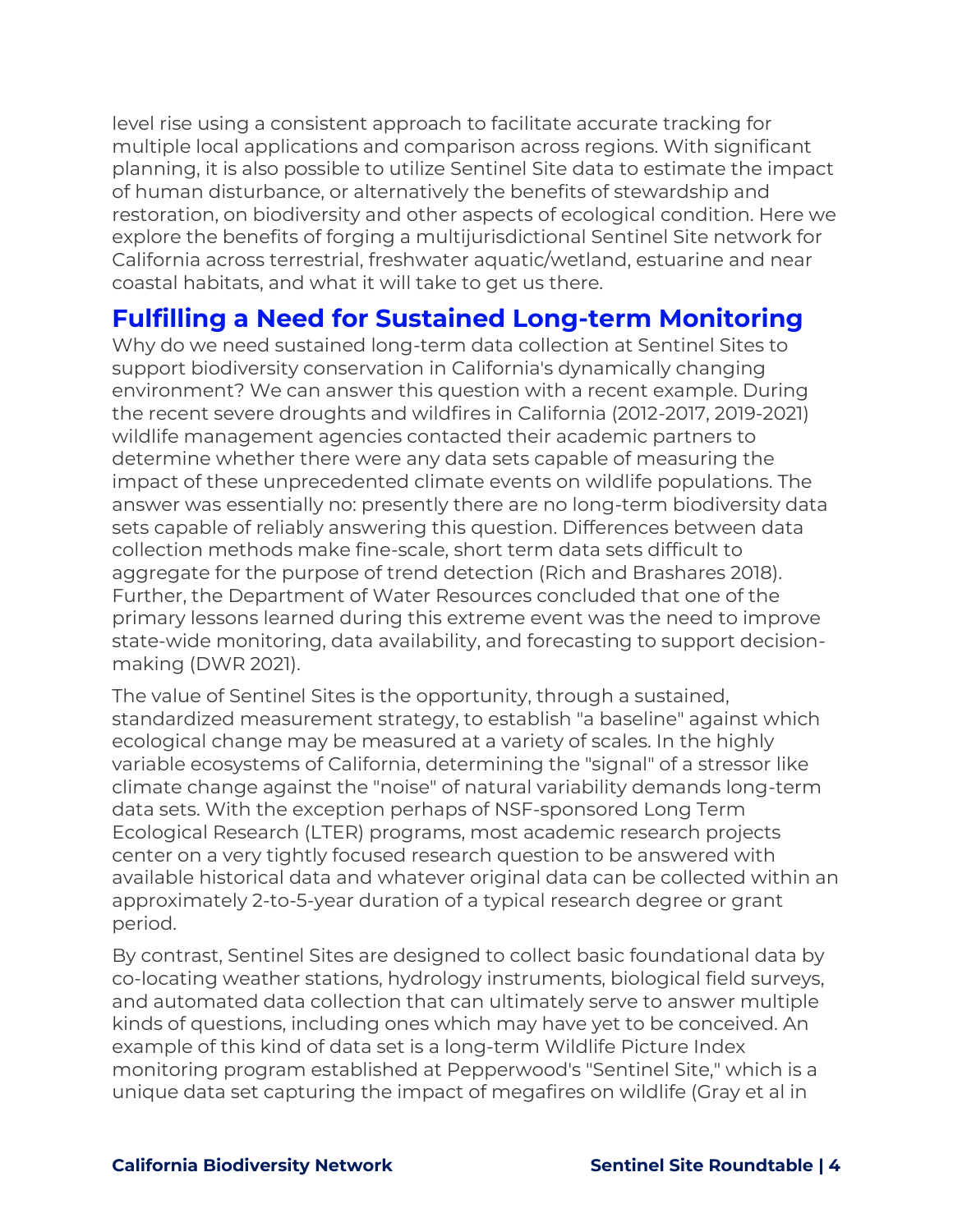level rise using a consistent approach to facilitate accurate tracking for multiple local applications and comparison across regions. With significant planning, it is also possible to utilize Sentinel Site data to estimate the impact of human disturbance, or alternatively the benefits of stewardship and restoration, on biodiversity and other aspects of ecological condition. Here we explore the benefits of forging a multijurisdictional Sentinel Site network for California across terrestrial, freshwater aquatic/wetland, estuarine and near coastal habitats, and what it will take to get us there.

## Fulfilling a Need for Sustained Long-term Monitoring

Why do we need sustained long-term data collection at Sentinel Sites to support biodiversity conservation in California's dynamically changing environment? We can answer this question with a recent example. During the recent severe droughts and wildfires in California (2012-2017, 2019-2021) wildlife management agencies contacted their academic partners to determine whether there were any data sets capable of measuring the impact of these unprecedented climate events on wildlife populations. The answer was essentially no: presently there are no long-term biodiversity data sets capable of reliably answering this question. Differences between data collection methods make fine-scale, short term data sets difficult to aggregate for the purpose of trend detection (Rich and Brashares 2018). Further, the Department of Water Resources concluded that one of the primary lessons learned during this extreme event was the need to improve state-wide monitoring, data availability, and forecasting to support decision-making (DWR 2021).

The value of Sentinel Sites is the opportunity, through a sustained, standardized measurement strategy, to establish "a baseline" against which ecological change may be measured at a variety of scales. In the highly variable ecosystems of California, determining the "signal" of a stressor like climate change against the "noise" of natural variability demands long-term data sets. With the exception perhaps of NSF-sponsored Long Term Ecological Research (LTER) programs, most academic research projects center on a very tightly focused research question to be answered with available historical data and whatever original data can be collected within an approximately 2-to-5-year duration of a typical research degree or grant period.

By contrast, Sentinel Sites are designed to collect basic foundational data by co-locating weather stations, hydrology instruments, biological field surveys, and automated data collection that can ultimately serve to answer multiple kinds of questions, including ones which may have yet to be conceived. An example of this kind of data set is a long-term Wildlife Picture Index monitoring program established at Pepperwood's "Sentinel Site," which is a unique data set capturing the impact of megafires on wildlife (Gray et al in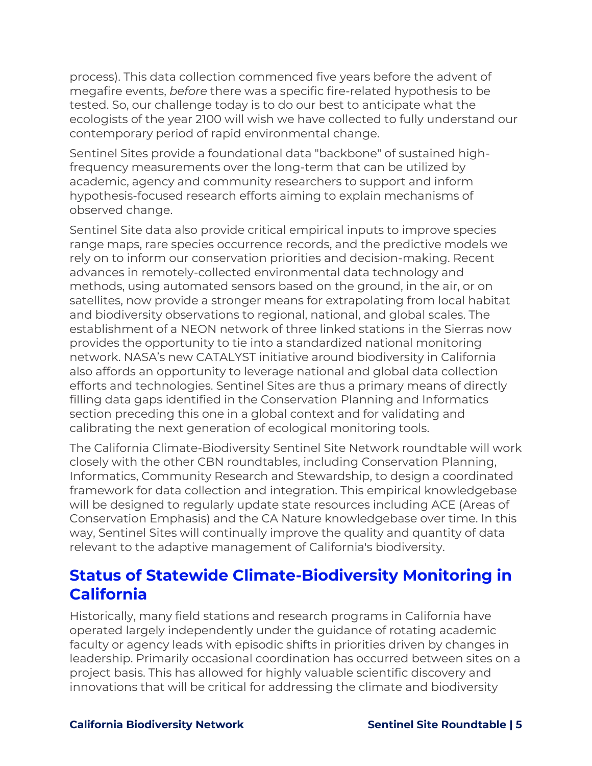process). This data collection commenced five years before the advent of megafire events, *before* there was a specific fire-related hypothesis to be tested. So, our challenge today is to do our best to anticipate what the ecologists of the year 2100 will wish we have collected to fully understand our contemporary period of rapid environmental change.

Sentinel Sites provide a foundational data "backbone" of sustained high-frequency measurements over the long-term that can be utilized by academic, agency and community researchers to support and inform hypothesis-focused research efforts aiming to explain mechanisms of observed change.

Sentinel Site data also provide critical empirical inputs to improve species range maps, rare species occurrence records, and the predictive models we rely on to inform our conservation priorities and decision-making. Recent advances in remotely-collected environmental data technology and methods, using automated sensors based on the ground, in the air, or on satellites, now provide a stronger means for extrapolating from local habitat and biodiversity observations to regional, national, and global scales. The establishment of a NEON network of three linked stations in the Sierras now provides the opportunity to tie into a standardized national monitoring network. NASA's new CATALYST initiative around biodiversity in California also affords an opportunity to leverage national and global data collection efforts and technologies. Sentinel Sites are thus a primary means of directly filling data gaps identified in the Conservation Planning and Informatics section preceding this one in a global context and for validating and calibrating the next generation of ecological monitoring tools.

The California Climate-Biodiversity Sentinel Site Network roundtable will work closely with the other CBN roundtables, including Conservation Planning, Informatics, Community Research and Stewardship, to design a coordinated framework for data collection and integration. This empirical knowledgebase will be designed to regularly update state resources including ACE (Areas of Conservation Emphasis) and the CA Nature knowledgebase over time. In this way, Sentinel Sites will continually improve the quality and quantity of data relevant to the adaptive management of California's biodiversity.

## Status of Statewide Climate-Biodiversity Monitoring in California

Historically, many field stations and research programs in California have operated largely independently under the guidance of rotating academic faculty or agency leads with episodic shifts in priorities driven by changes in leadership. Primarily occasional coordination has occurred between sites on a project basis. This has allowed for highly valuable scientific discovery and innovations that will be critical for addressing the climate and biodiversity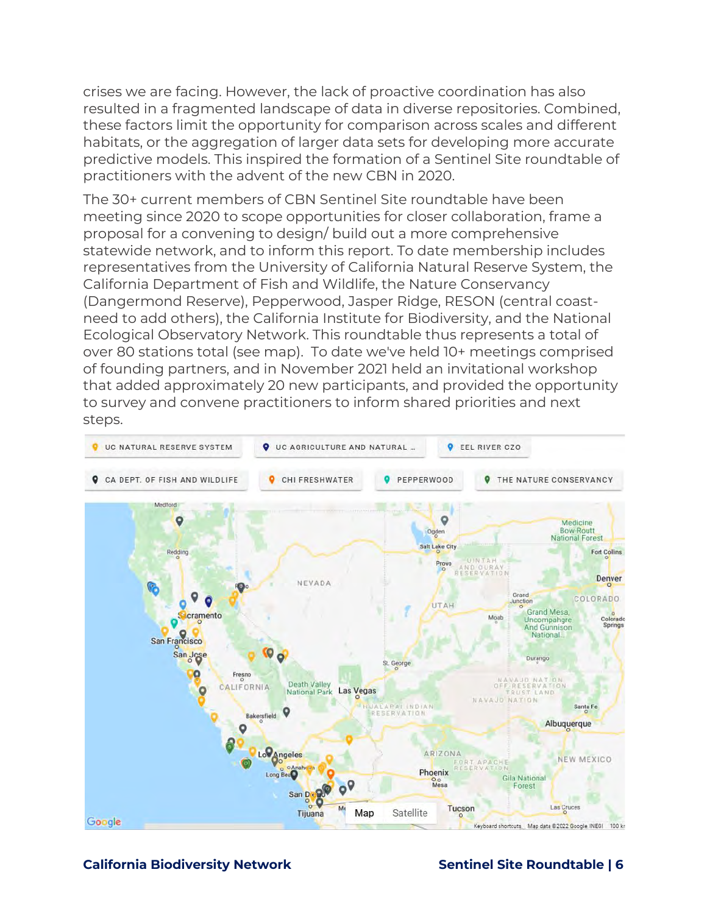crises we are facing. However, the lack of proactive coordination has also resulted in a fragmented landscape of data in diverse repositories. Combined, these factors limit the opportunity for comparison across scales and different habitats, or the aggregation of larger data sets for developing more accurate predictive models. This inspired the formation of a Sentinel Site roundtable of practitioners with the advent of the new CBN in 2020.

The 30+ current members of CBN Sentinel Site roundtable have been meeting since 2020 to scope opportunities for closer collaboration, frame a proposal for a convening to design/ build out a more comprehensive statewide network, and to inform this report. To date membership includes representatives from the University of California Natural Reserve System, the California Department of Fish and Wildlife, the Nature Conservancy (Dangermond Reserve), Pepperwood, Jasper Ridge, RESON (central coast- need to add others), the California Institute for Biodiversity, and the National Ecological Observatory Network. This roundtable thus represents a total of over 80 stations total (see map). To date we've held 10+ meetings comprised of founding partners, and in November 2021 held an invitational workshop that added approximately 20 new participants, and provided the opportunity to survey and convene practitioners to inform shared priorities and next steps.

UC NATURAL RESERVE SYSTEM | UC AGRICULTURE AND NATURAL ... | EEL RIVER CZO | CA DEPT. OF FISH AND WILDLIFE | CHI FRESHWATER | PEPPERWOOD | THE NATURE CONSERVANCY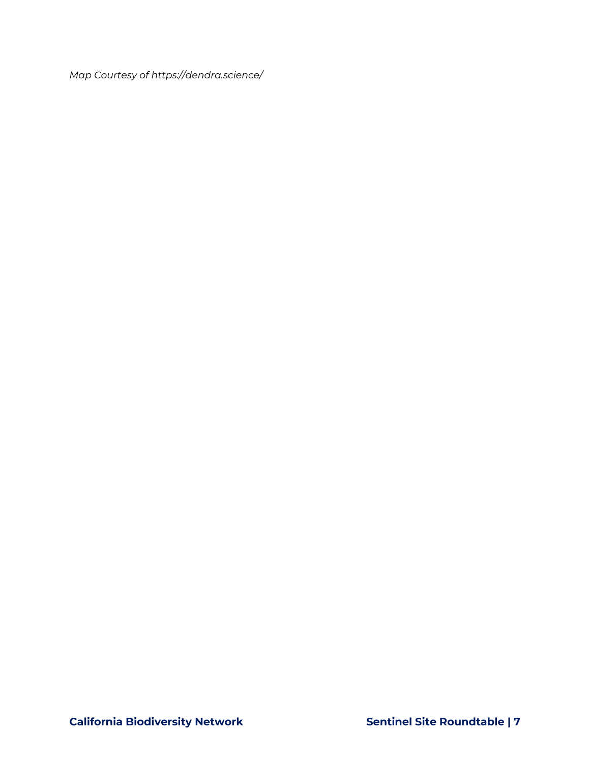*Map Courtesy of https://dendra.science/*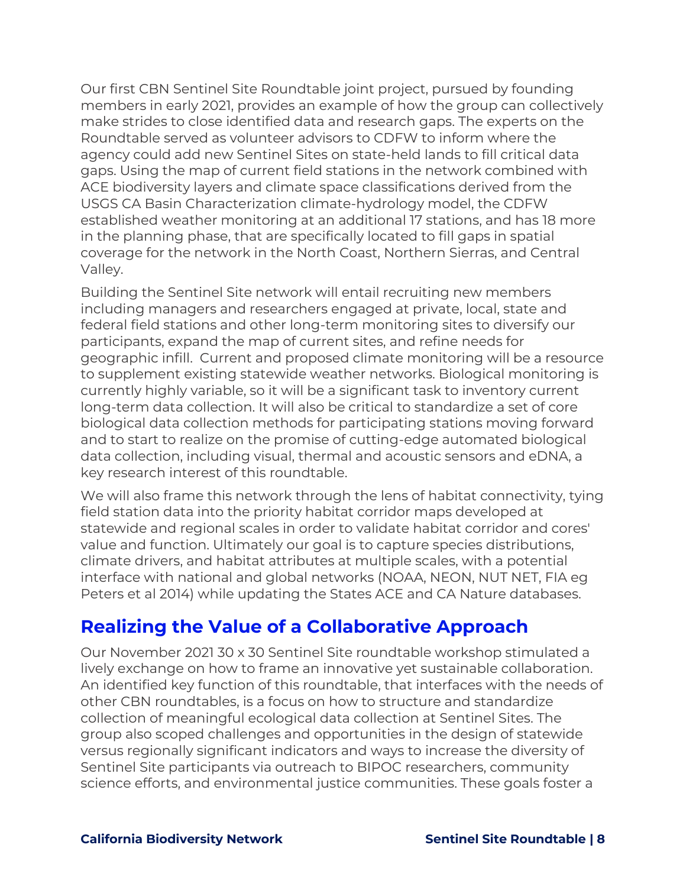Our first CBN Sentinel Site Roundtable joint project, pursued by founding members in early 2021, provides an example of how the group can collectively make strides to close identified data and research gaps. The experts on the Roundtable served as volunteer advisors to CDFW to inform where the agency could add new Sentinel Sites on state-held lands to fill critical data gaps. Using the map of current field stations in the network combined with ACE biodiversity layers and climate space classifications derived from the USGS CA Basin Characterization climate-hydrology model, the CDFW established weather monitoring at an additional 17 stations, and has 18 more in the planning phase, that are specifically located to fill gaps in spatial coverage for the network in the North Coast, Northern Sierras, and Central Valley.

Building the Sentinel Site network will entail recruiting new members including managers and researchers engaged at private, local, state and federal field stations and other long-term monitoring sites to diversify our participants, expand the map of current sites, and refine needs for geographic infill. Current and proposed climate monitoring will be a resource to supplement existing statewide weather networks. Biological monitoring is currently highly variable, so it will be a significant task to inventory current long-term data collection. It will also be critical to standardize a set of core biological data collection methods for participating stations moving forward and to start to realize on the promise of cutting-edge automated biological data collection, including visual, thermal and acoustic sensors and eDNA, a key research interest of this roundtable.

We will also frame this network through the lens of habitat connectivity, tying field station data into the priority habitat corridor maps developed at statewide and regional scales in order to validate habitat corridor and cores' value and function. Ultimately our goal is to capture species distributions, climate drivers, and habitat attributes at multiple scales, with a potential interface with national and global networks (NOAA, NEON, NUT NET, FIA eg Peters et al 2014) while updating the States ACE and CA Nature databases.

## Realizing the Value of a Collaborative Approach

Our November 2021 30 x 30 Sentinel Site roundtable workshop stimulated a lively exchange on how to frame an innovative yet sustainable collaboration. An identified key function of this roundtable, that interfaces with the needs of other CBN roundtables, is a focus on how to structure and standardize collection of meaningful ecological data collection at Sentinel Sites. The group also scoped challenges and opportunities in the design of statewide versus regionally significant indicators and ways to increase the diversity of Sentinel Site participants via outreach to BIPOC researchers, community science efforts, and environmental justice communities. These goals foster a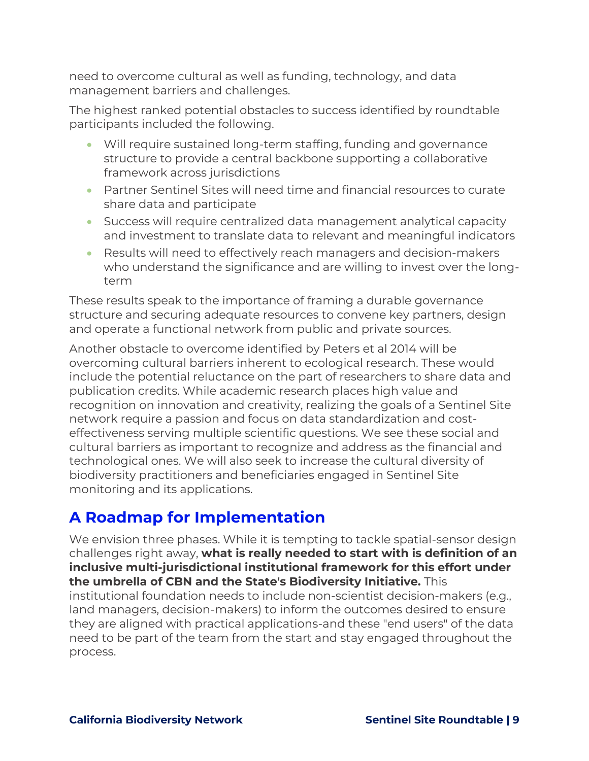need to overcome cultural as well as funding, technology, and data management barriers and challenges.

The highest ranked potential obstacles to success identified by roundtable participants included the following.

- Will require sustained long-term staffing, funding and governance structure to provide a central backbone supporting a collaborative framework across jurisdictions
- Partner Sentinel Sites will need time and financial resources to curate share data and participate
- Success will require centralized data management analytical capacity and investment to translate data to relevant and meaningful indicators
- Results will need to effectively reach managers and decision-makers who understand the significance and are willing to invest over the long-term

These results speak to the importance of framing a durable governance structure and securing adequate resources to convene key partners, design and operate a functional network from public and private sources.

Another obstacle to overcome identified by Peters et al 2014 will be overcoming cultural barriers inherent to ecological research. These would include the potential reluctance on the part of researchers to share data and publication credits. While academic research places high value and recognition on innovation and creativity, realizing the goals of a Sentinel Site network require a passion and focus on data standardization and cost-effectiveness serving multiple scientific questions. We see these social and cultural barriers as important to recognize and address as the financial and technological ones. We will also seek to increase the cultural diversity of biodiversity practitioners and beneficiaries engaged in Sentinel Site monitoring and its applications.

## A Roadmap for Implementation

We envision three phases. While it is tempting to tackle spatial-sensor design challenges right away, **what is really needed to start with is definition of an inclusive multi-jurisdictional institutional framework for this effort under the umbrella of CBN and the State's Biodiversity Initiative.** This institutional foundation needs to include non-scientist decision-makers (e.g., land managers, decision-makers) to inform the outcomes desired to ensure they are aligned with practical applications-and these "end users" of the data need to be part of the team from the start and stay engaged throughout the process.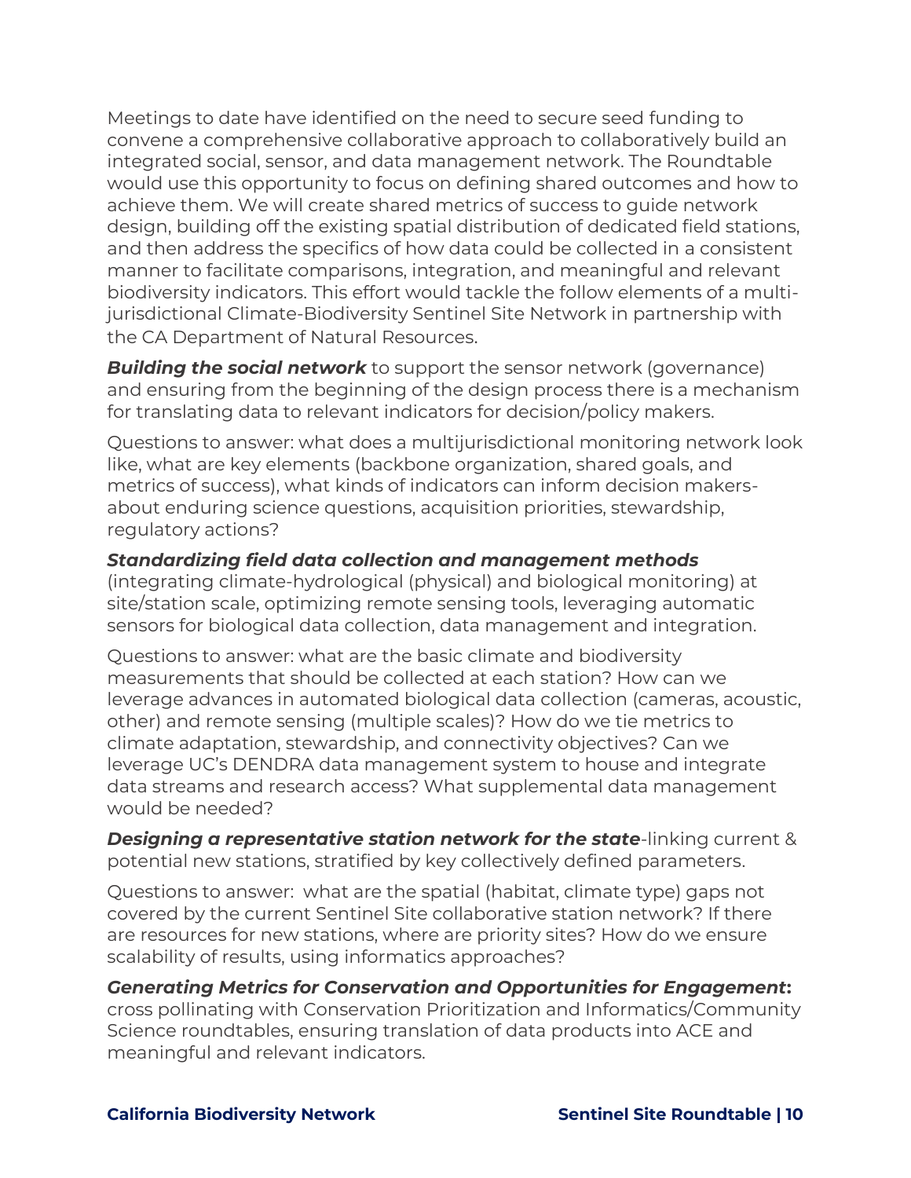Meetings to date have identified on the need to secure seed funding to convene a comprehensive collaborative approach to collaboratively build an integrated social, sensor, and data management network. The Roundtable would use this opportunity to focus on defining shared outcomes and how to achieve them. We will create shared metrics of success to guide network design, building off the existing spatial distribution of dedicated field stations, and then address the specifics of how data could be collected in a consistent manner to facilitate comparisons, integration, and meaningful and relevant biodiversity indicators. This effort would tackle the follow elements of a multi-jurisdictional Climate-Biodiversity Sentinel Site Network in partnership with the CA Department of Natural Resources.

***Building the social network*** to support the sensor network (governance) and ensuring from the beginning of the design process there is a mechanism for translating data to relevant indicators for decision/policy makers.

Questions to answer: what does a multijurisdictional monitoring network look like, what are key elements (backbone organization, shared goals, and metrics of success), what kinds of indicators can inform decision makers- about enduring science questions, acquisition priorities, stewardship, regulatory actions?

***Standardizing field data collection and management methods*** (integrating climate-hydrological (physical) and biological monitoring) at site/station scale, optimizing remote sensing tools, leveraging automatic sensors for biological data collection, data management and integration.

Questions to answer: what are the basic climate and biodiversity measurements that should be collected at each station? How can we leverage advances in automated biological data collection (cameras, acoustic, other) and remote sensing (multiple scales)? How do we tie metrics to climate adaptation, stewardship, and connectivity objectives? Can we leverage UC's DENDRA data management system to house and integrate data streams and research access? What supplemental data management would be needed?

***Designing a representative station network for the state***-linking current & potential new stations, stratified by key collectively defined parameters.

Questions to answer: what are the spatial (habitat, climate type) gaps not covered by the current Sentinel Site collaborative station network? If there are resources for new stations, where are priority sites? How do we ensure scalability of results, using informatics approaches?

***Generating Metrics for Conservation and Opportunities for Engagement*****:** cross pollinating with Conservation Prioritization and Informatics/Community Science roundtables, ensuring translation of data products into ACE and meaningful and relevant indicators.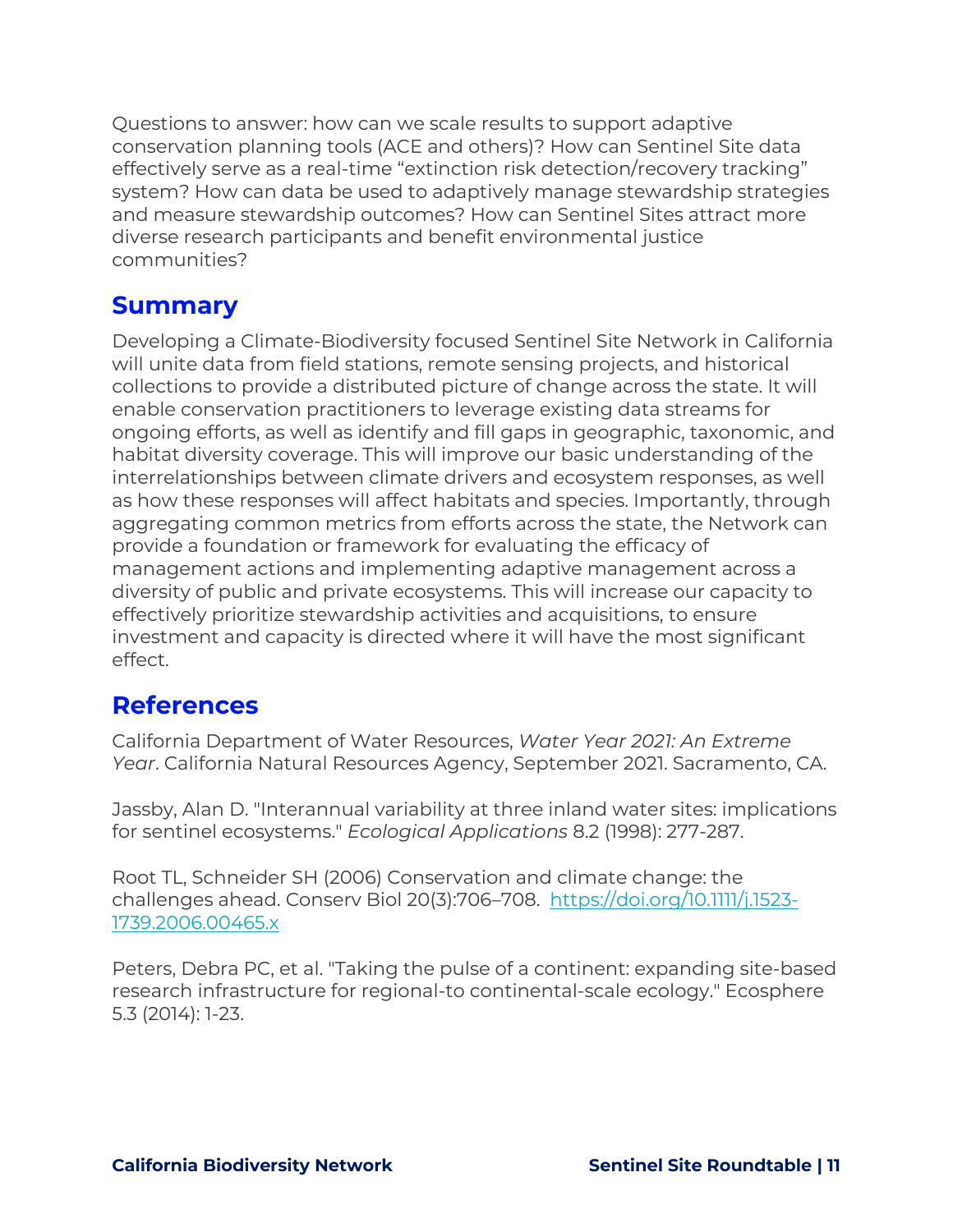Questions to answer: how can we scale results to support adaptive conservation planning tools (ACE and others)? How can Sentinel Site data effectively serve as a real-time “extinction risk detection/recovery tracking” system? How can data be used to adaptively manage stewardship strategies and measure stewardship outcomes? How can Sentinel Sites attract more diverse research participants and benefit environmental justice communities?

## Summary

Developing a Climate-Biodiversity focused Sentinel Site Network in California will unite data from field stations, remote sensing projects, and historical collections to provide a distributed picture of change across the state. It will enable conservation practitioners to leverage existing data streams for ongoing efforts, as well as identify and fill gaps in geographic, taxonomic, and habitat diversity coverage. This will improve our basic understanding of the interrelationships between climate drivers and ecosystem responses, as well as how these responses will affect habitats and species. Importantly, through aggregating common metrics from efforts across the state, the Network can provide a foundation or framework for evaluating the efficacy of management actions and implementing adaptive management across a diversity of public and private ecosystems. This will increase our capacity to effectively prioritize stewardship activities and acquisitions, to ensure investment and capacity is directed where it will have the most significant effect.

## References

California Department of Water Resources, *Water Year 2021: An Extreme Year*. California Natural Resources Agency, September 2021. Sacramento, CA.

Jassby, Alan D. "Interannual variability at three inland water sites: implications for sentinel ecosystems." *Ecological Applications* 8.2 (1998): 277-287.

Root TL, Schneider SH (2006) Conservation and climate change: the challenges ahead. Conserv Biol 20(3):706–708. https://doi.org/10.1111/j.1523-1739.2006.00465.x

Peters, Debra PC, et al. "Taking the pulse of a continent: expanding site-based research infrastructure for regional-to continental-scale ecology." Ecosphere 5.3 (2014): 1-23.